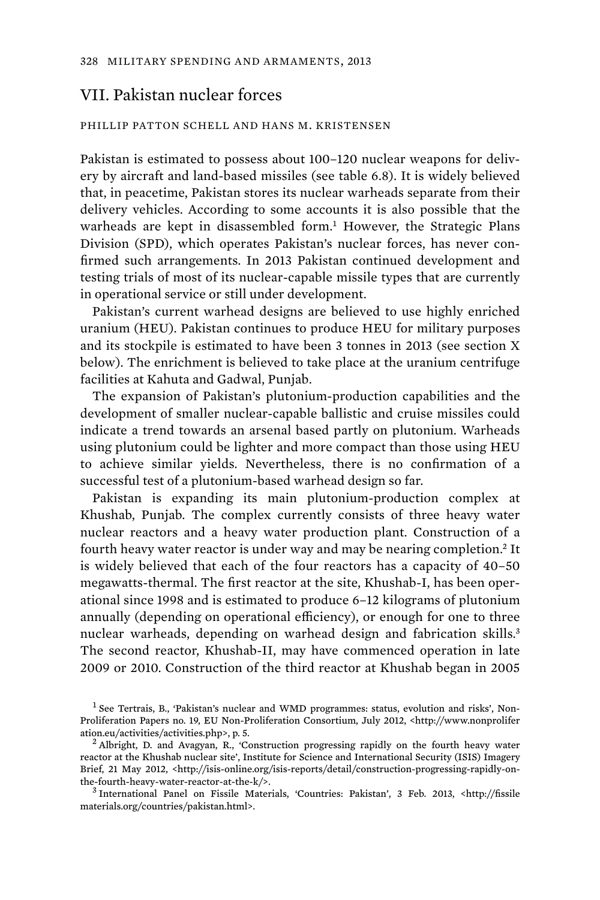## VII. Pakistan nuclear forces

PHILLIP PATTON SCHELL AND HANS M. KRISTENSEN

Pakistan is estimated to possess about 100–120 nuclear weapons for delivery by aircraft and land-based missiles (see table 6.8). It is widely believed that, in peacetime, Pakistan stores its nuclear warheads separate from their delivery vehicles. According to some accounts it is also possible that the warheads are kept in disassembled form.[1] However, the Strategic Plans Division (SPD), which operates Pakistan's nuclear forces, has never confirmed such arrangements. In 2013 Pakistan continued development and testing trials of most of its nuclear-capable missile types that are currently in operational service or still under development.

Pakistan's current warhead designs are believed to use highly enriched uranium (HEU). Pakistan continues to produce HEU for military purposes and its stockpile is estimated to have been 3 tonnes in 2013 (see section X below). The enrichment is believed to take place at the uranium centrifuge facilities at Kahuta and Gadwal, Punjab.

The expansion of Pakistan's plutonium-production capabilities and the development of smaller nuclear-capable ballistic and cruise missiles could indicate a trend towards an arsenal based partly on plutonium. Warheads using plutonium could be lighter and more compact than those using HEU to achieve similar yields. Nevertheless, there is no confirmation of a successful test of a plutonium-based warhead design so far.

Pakistan is expanding its main plutonium-production complex at Khushab, Punjab. The complex currently consists of three heavy water nuclear reactors and a heavy water production plant. Construction of a fourth heavy water reactor is under way and may be nearing completion.[2] It is widely believed that each of the four reactors has a capacity of 40–50 megawatts-thermal. The first reactor at the site, Khushab-I, has been operational since 1998 and is estimated to produce 6–12 kilograms of plutonium annually (depending on operational efficiency), or enough for one to three nuclear warheads, depending on warhead design and fabrication skills.[3] The second reactor, Khushab-II, may have commenced operation in late 2009 or 2010. Construction of the third reactor at Khushab began in 2005

[1] See Tertrais, B., 'Pakistan's nuclear and WMD programmes: status, evolution and risks', Non-Proliferation Papers no. 19, EU Non-Proliferation Consortium, July 2012, <http://www.nonproliferation.eu/activities/activities.php>, p. 5.

[2] Albright, D. and Avagyan, R., 'Construction progressing rapidly on the fourth heavy water reactor at the Khushab nuclear site', Institute for Science and International Security (ISIS) Imagery Brief, 21 May 2012, <http://isis-online.org/isis-reports/detail/construction-progressing-rapidly-on-the-fourth-heavy-water-reactor-at-the-k/>.

[3] International Panel on Fissile Materials, 'Countries: Pakistan', 3 Feb. 2013, <http://fissilematerials.org/countries/pakistan.html>.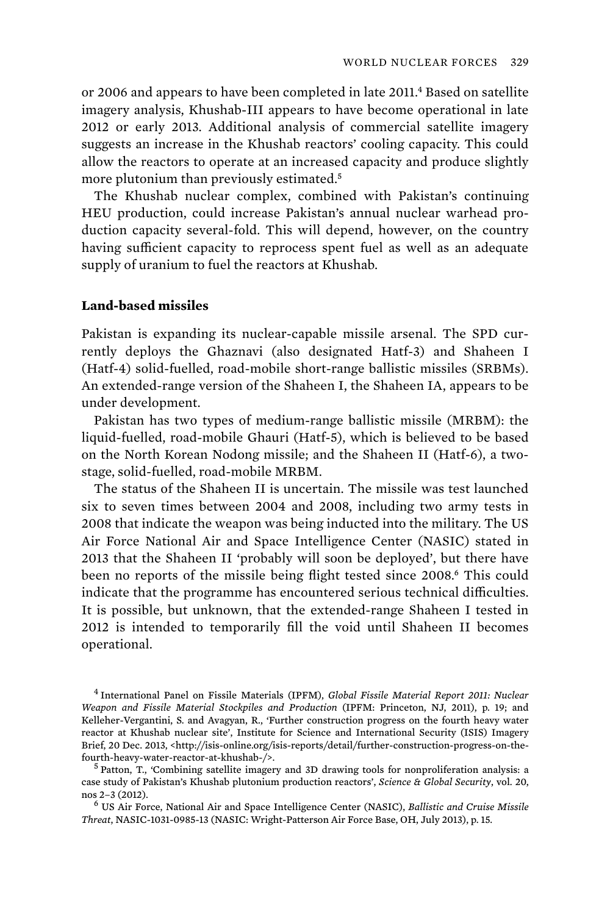or 2006 and appears to have been completed in late 2011.[4] Based on satellite imagery analysis, Khushab-III appears to have become operational in late 2012 or early 2013. Additional analysis of commercial satellite imagery suggests an increase in the Khushab reactors' cooling capacity. This could allow the reactors to operate at an increased capacity and produce slightly more plutonium than previously estimated.[5]

The Khushab nuclear complex, combined with Pakistan's continuing HEU production, could increase Pakistan's annual nuclear warhead production capacity several-fold. This will depend, however, on the country having sufficient capacity to reprocess spent fuel as well as an adequate supply of uranium to fuel the reactors at Khushab.

### Land-based missiles

Pakistan is expanding its nuclear-capable missile arsenal. The SPD currently deploys the Ghaznavi (also designated Hatf-3) and Shaheen I (Hatf-4) solid-fuelled, road-mobile short-range ballistic missiles (SRBMs). An extended-range version of the Shaheen I, the Shaheen IA, appears to be under development.

Pakistan has two types of medium-range ballistic missile (MRBM): the liquid-fuelled, road-mobile Ghauri (Hatf-5), which is believed to be based on the North Korean Nodong missile; and the Shaheen II (Hatf-6), a two-stage, solid-fuelled, road-mobile MRBM.

The status of the Shaheen II is uncertain. The missile was test launched six to seven times between 2004 and 2008, including two army tests in 2008 that indicate the weapon was being inducted into the military. The US Air Force National Air and Space Intelligence Center (NASIC) stated in 2013 that the Shaheen II 'probably will soon be deployed', but there have been no reports of the missile being flight tested since 2008.[6] This could indicate that the programme has encountered serious technical difficulties. It is possible, but unknown, that the extended-range Shaheen I tested in 2012 is intended to temporarily fill the void until Shaheen II becomes operational.

[4] International Panel on Fissile Materials (IPFM), *Global Fissile Material Report 2011: Nuclear Weapon and Fissile Material Stockpiles and Production* (IPFM: Princeton, NJ, 2011), p. 19; and Kelleher-Vergantini, S. and Avagyan, R., 'Further construction progress on the fourth heavy water reactor at Khushab nuclear site', Institute for Science and International Security (ISIS) Imagery Brief, 20 Dec. 2013, <http://isis-online.org/isis-reports/detail/further-construction-progress-on-the-fourth-heavy-water-reactor-at-khushab-/>.

[5] Patton, T., 'Combining satellite imagery and 3D drawing tools for nonproliferation analysis: a case study of Pakistan's Khushab plutonium production reactors', *Science & Global Security*, vol. 20, nos 2–3 (2012).

[6] US Air Force, National Air and Space Intelligence Center (NASIC), *Ballistic and Cruise Missile Threat*, NASIC-1031-0985-13 (NASIC: Wright-Patterson Air Force Base, OH, July 2013), p. 15.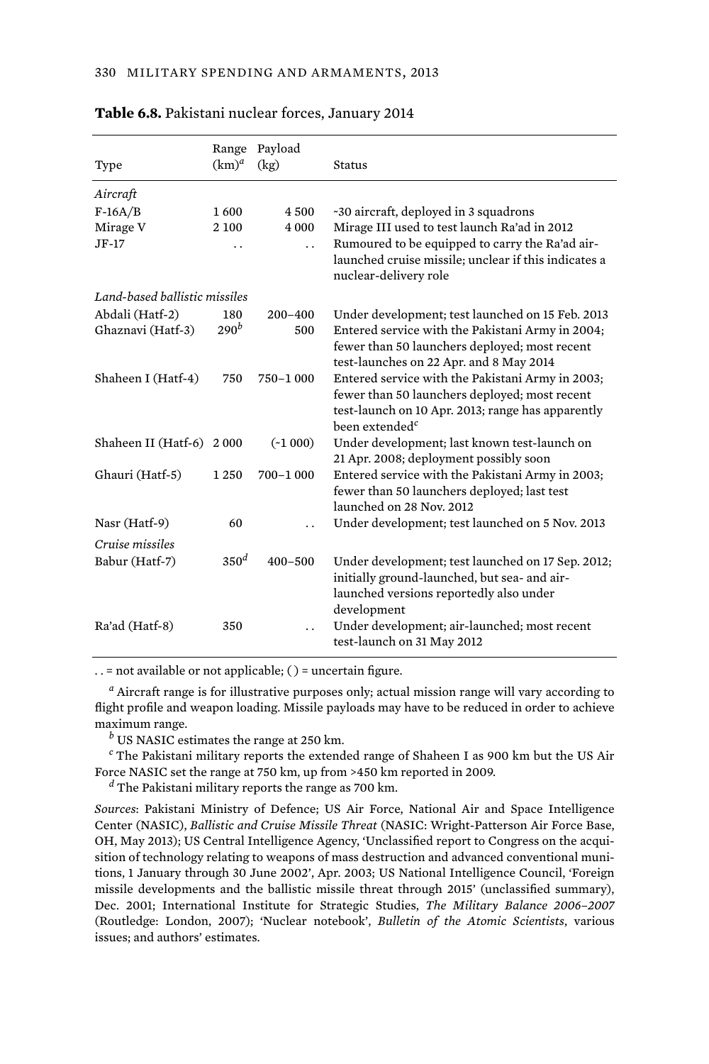**Table 6.8.** Pakistani nuclear forces, January 2014

| Type | Range (km)[a] | Payload (kg) | Status |
|---|---|---|---|
| *Aircraft* | | | |
| F-16A/B | 1 600 | 4 500 | ~30 aircraft, deployed in 3 squadrons |
| Mirage V | 2 100 | 4 000 | Mirage III used to test launch Ra'ad in 2012 |
| JF-17 | . . | . . | Rumoured to be equipped to carry the Ra'ad air-launched cruise missile; unclear if this indicates a nuclear-delivery role |
| *Land-based ballistic missiles* | | | |
| Abdali (Hatf-2) | 180 | 200–400 | Under development; test launched on 15 Feb. 2013 |
| Ghaznavi (Hatf-3) | 290[b] | 500 | Entered service with the Pakistani Army in 2004; fewer than 50 launchers deployed; most recent test-launches on 22 Apr. and 8 May 2014 |
| Shaheen I (Hatf-4) | 750 | 750–1 000 | Entered service with the Pakistani Army in 2003; fewer than 50 launchers deployed; most recent test-launch on 10 Apr. 2013; range has apparently been extended[c] |
| Shaheen II (Hatf-6) | 2 000 | (~1 000) | Under development; last known test-launch on 21 Apr. 2008; deployment possibly soon |
| Ghauri (Hatf-5) | 1 250 | 700–1 000 | Entered service with the Pakistani Army in 2003; fewer than 50 launchers deployed; last test launched on 28 Nov. 2012 |
| Nasr (Hatf-9) | 60 | . . | Under development; test launched on 5 Nov. 2013 |
| *Cruise missiles* | | | |
| Babur (Hatf-7) | 350[d] | 400–500 | Under development; test launched on 17 Sep. 2012; initially ground-launched, but sea- and air-launched versions reportedly also under development |
| Ra'ad (Hatf-8) | 350 | . . | Under development; air-launched; most recent test-launch on 31 May 2012 |

. . = not available or not applicable; ( ) = uncertain figure.

[a] Aircraft range is for illustrative purposes only; actual mission range will vary according to flight profile and weapon loading. Missile payloads may have to be reduced in order to achieve maximum range.

[b] US NASIC estimates the range at 250 km.

[c] The Pakistani military reports the extended range of Shaheen I as 900 km but the US Air Force NASIC set the range at 750 km, up from >450 km reported in 2009.

[d] The Pakistani military reports the range as 700 km.

*Sources*: Pakistani Ministry of Defence; US Air Force, National Air and Space Intelligence Center (NASIC), *Ballistic and Cruise Missile Threat* (NASIC: Wright-Patterson Air Force Base, OH, May 2013); US Central Intelligence Agency, 'Unclassified report to Congress on the acquisition of technology relating to weapons of mass destruction and advanced conventional munitions, 1 January through 30 June 2002', Apr. 2003; US National Intelligence Council, 'Foreign missile developments and the ballistic missile threat through 2015' (unclassified summary), Dec. 2001; International Institute for Strategic Studies, *The Military Balance 2006–2007* (Routledge: London, 2007); 'Nuclear notebook', *Bulletin of the Atomic Scientists*, various issues; and authors' estimates.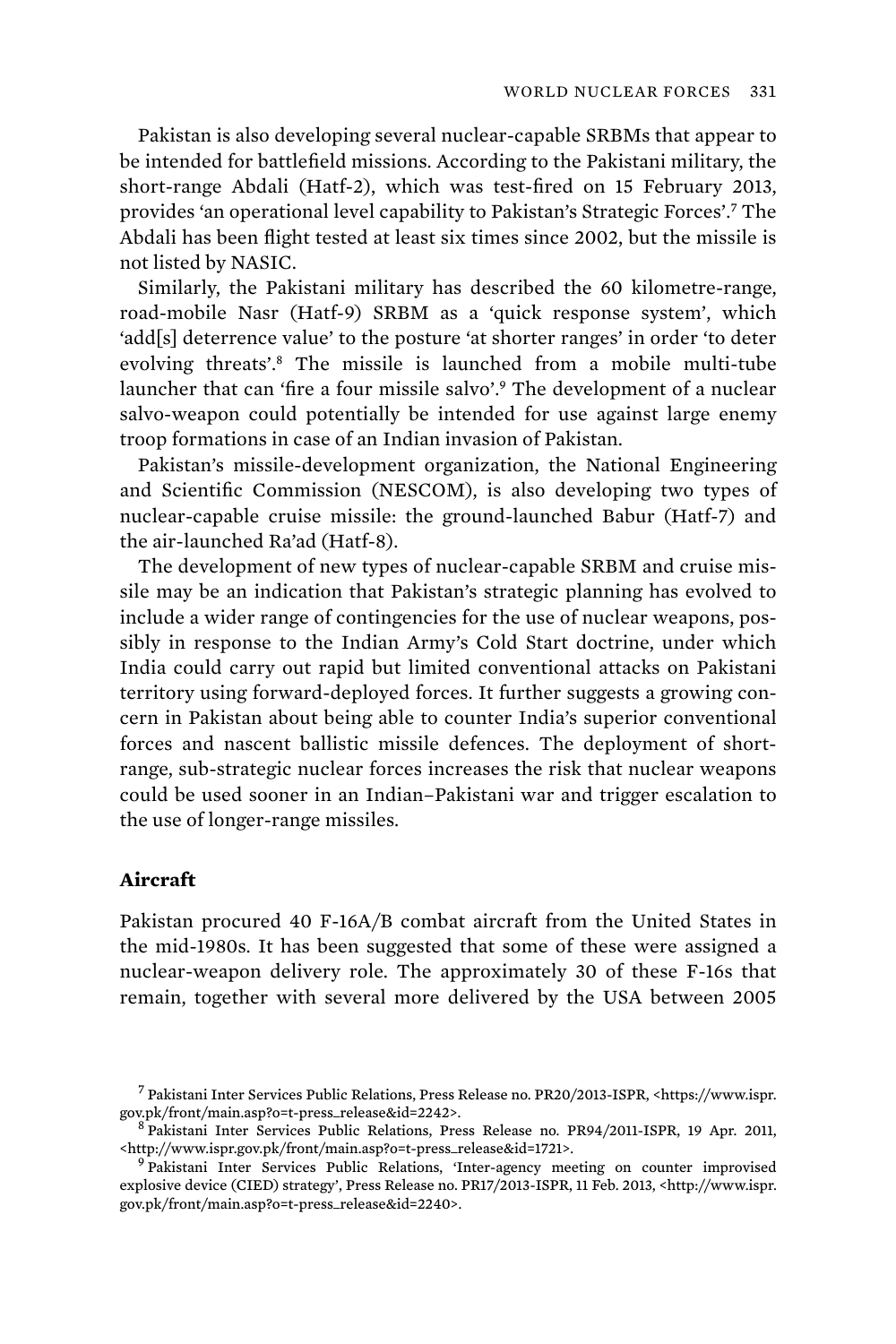Pakistan is also developing several nuclear-capable SRBMs that appear to be intended for battlefield missions. According to the Pakistani military, the short-range Abdali (Hatf-2), which was test-fired on 15 February 2013, provides 'an operational level capability to Pakistan's Strategic Forces'.[7] The Abdali has been flight tested at least six times since 2002, but the missile is not listed by NASIC.

Similarly, the Pakistani military has described the 60 kilometre-range, road-mobile Nasr (Hatf-9) SRBM as a 'quick response system', which 'add[s] deterrence value' to the posture 'at shorter ranges' in order 'to deter evolving threats'.[8] The missile is launched from a mobile multi-tube launcher that can 'fire a four missile salvo'.[9] The development of a nuclear salvo-weapon could potentially be intended for use against large enemy troop formations in case of an Indian invasion of Pakistan.

Pakistan's missile-development organization, the National Engineering and Scientific Commission (NESCOM), is also developing two types of nuclear-capable cruise missile: the ground-launched Babur (Hatf-7) and the air-launched Ra'ad (Hatf-8).

The development of new types of nuclear-capable SRBM and cruise missile may be an indication that Pakistan's strategic planning has evolved to include a wider range of contingencies for the use of nuclear weapons, possibly in response to the Indian Army's Cold Start doctrine, under which India could carry out rapid but limited conventional attacks on Pakistani territory using forward-deployed forces. It further suggests a growing concern in Pakistan about being able to counter India's superior conventional forces and nascent ballistic missile defences. The deployment of short-range, sub-strategic nuclear forces increases the risk that nuclear weapons could be used sooner in an Indian–Pakistani war and trigger escalation to the use of longer-range missiles.

### Aircraft

Pakistan procured 40 F-16A/B combat aircraft from the United States in the mid-1980s. It has been suggested that some of these were assigned a nuclear-weapon delivery role. The approximately 30 of these F-16s that remain, together with several more delivered by the USA between 2005

---

[7] Pakistani Inter Services Public Relations, Press Release no. PR20/2013-ISPR, <https://www.ispr.gov.pk/front/main.asp?o=t-press_release&id=2242>.

[8] Pakistani Inter Services Public Relations, Press Release no. PR94/2011-ISPR, 19 Apr. 2011, <http://www.ispr.gov.pk/front/main.asp?o=t-press_release&id=1721>.

[9] Pakistani Inter Services Public Relations, 'Inter-agency meeting on counter improvised explosive device (CIED) strategy', Press Release no. PR17/2013-ISPR, 11 Feb. 2013, <http://www.ispr.gov.pk/front/main.asp?o=t-press_release&id=2240>.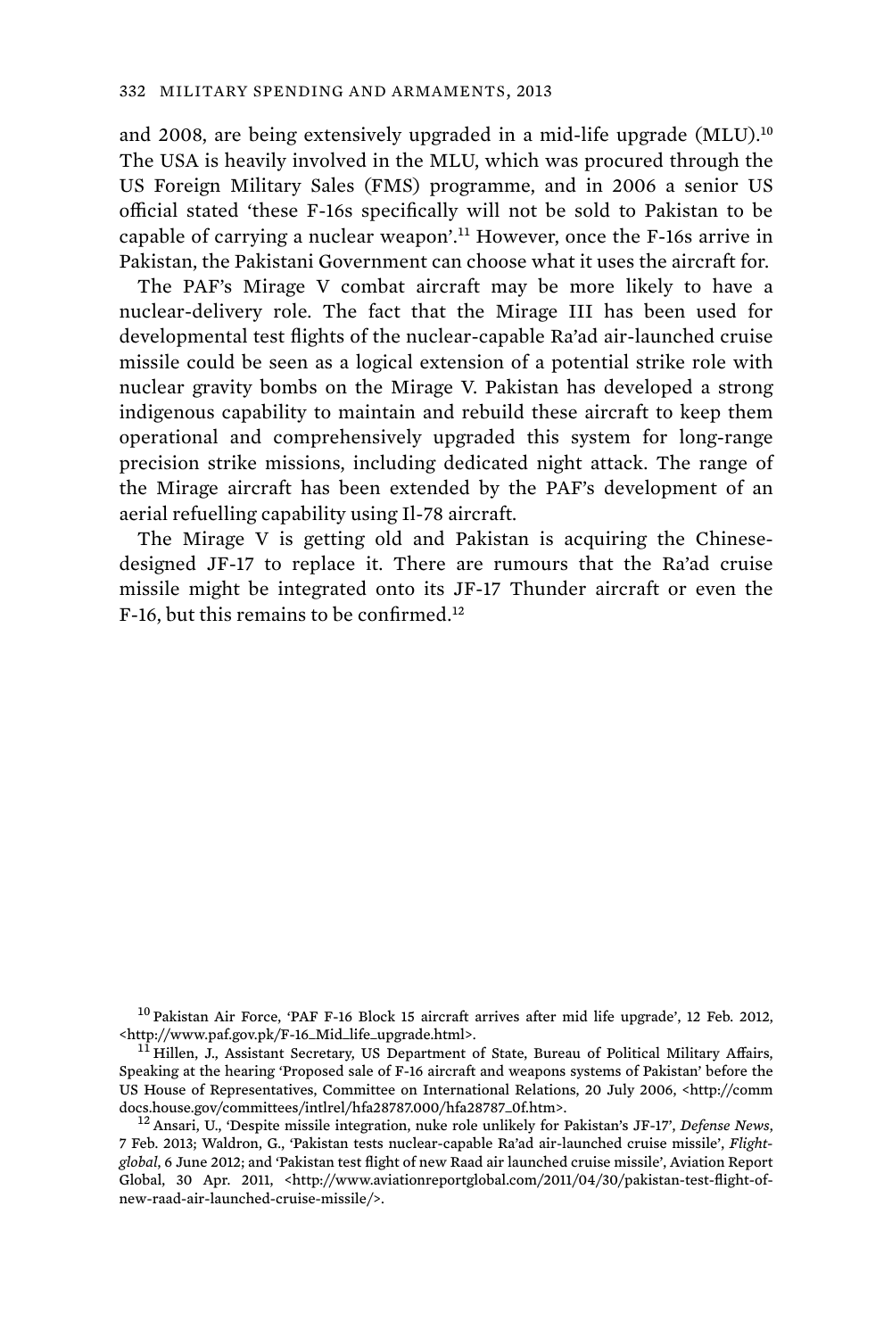and 2008, are being extensively upgraded in a mid-life upgrade (MLU).[10] The USA is heavily involved in the MLU, which was procured through the US Foreign Military Sales (FMS) programme, and in 2006 a senior US official stated 'these F-16s specifically will not be sold to Pakistan to be capable of carrying a nuclear weapon'.[11] However, once the F-16s arrive in Pakistan, the Pakistani Government can choose what it uses the aircraft for.

The PAF's Mirage V combat aircraft may be more likely to have a nuclear-delivery role. The fact that the Mirage III has been used for developmental test flights of the nuclear-capable Ra'ad air-launched cruise missile could be seen as a logical extension of a potential strike role with nuclear gravity bombs on the Mirage V. Pakistan has developed a strong indigenous capability to maintain and rebuild these aircraft to keep them operational and comprehensively upgraded this system for long-range precision strike missions, including dedicated night attack. The range of the Mirage aircraft has been extended by the PAF's development of an aerial refuelling capability using Il-78 aircraft.

The Mirage V is getting old and Pakistan is acquiring the Chinese-designed JF-17 to replace it. There are rumours that the Ra'ad cruise missile might be integrated onto its JF-17 Thunder aircraft or even the F-16, but this remains to be confirmed.[12]

[10] Pakistan Air Force, 'PAF F-16 Block 15 aircraft arrives after mid life upgrade', 12 Feb. 2012, <http://www.paf.gov.pk/F-16_Mid_life_upgrade.html>.

[11] Hillen, J., Assistant Secretary, US Department of State, Bureau of Political Military Affairs, Speaking at the hearing 'Proposed sale of F-16 aircraft and weapons systems of Pakistan' before the US House of Representatives, Committee on International Relations, 20 July 2006, <http://commdocs.house.gov/committees/intlrel/hfa28787.000/hfa28787_0f.htm>.

[12] Ansari, U., 'Despite missile integration, nuke role unlikely for Pakistan's JF-17', *Defense News*, 7 Feb. 2013; Waldron, G., 'Pakistan tests nuclear-capable Ra'ad air-launched cruise missile', *Flightglobal*, 6 June 2012; and 'Pakistan test flight of new Raad air launched cruise missile', Aviation Report Global, 30 Apr. 2011, <http://www.aviationreportglobal.com/2011/04/30/pakistan-test-flight-of-new-raad-air-launched-cruise-missile/>.